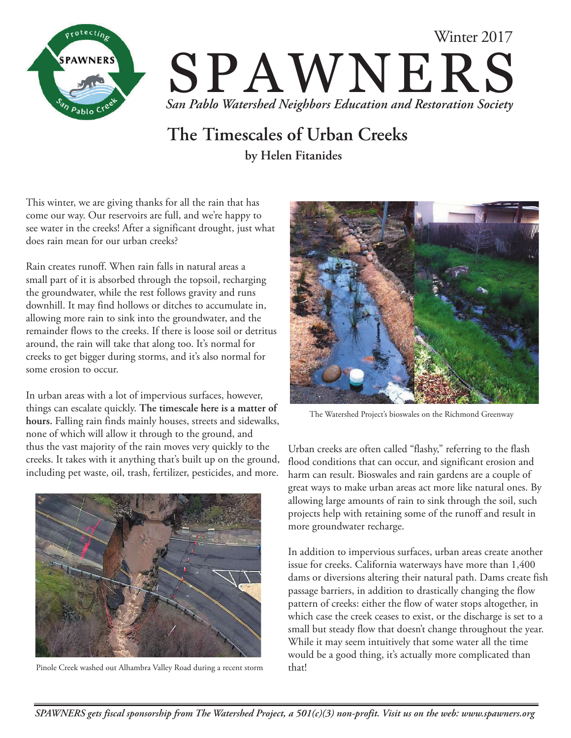Winter 2017

# SPAWNERS

*San Pablo Watershed Neighbors Education and Restoration Society*

## The Timescales of Urban Creeks

**by Helen Fitanides**

This winter, we are giving thanks for all the rain that has come our way. Our reservoirs are full, and we're happy to see water in the creeks! After a significant drought, just what does rain mean for our urban creeks?

Rain creates runoff. When rain falls in natural areas a small part of it is absorbed through the topsoil, recharging the groundwater, while the rest follows gravity and runs downhill. It may find hollows or ditches to accumulate in, allowing more rain to sink into the groundwater, and the remainder flows to the creeks. If there is loose soil or detritus around, the rain will take that along too. It's normal for creeks to get bigger during storms, and it's also normal for some erosion to occur.

In urban areas with a lot of impervious surfaces, however, things can escalate quickly. **The timescale here is a matter of hours.** Falling rain finds mainly houses, streets and sidewalks, none of which will allow it through to the ground, and thus the vast majority of the rain moves very quickly to the creeks. It takes with it anything that's built up on the ground, including pet waste, oil, trash, fertilizer, pesticides, and more.

Pinole Creek washed out Alhambra Valley Road during a recent storm

The Watershed Project's bioswales on the Richmond Greenway

Urban creeks are often called "flashy," referring to the flash flood conditions that can occur, and significant erosion and harm can result. Bioswales and rain gardens are a couple of great ways to make urban areas act more like natural ones. By allowing large amounts of rain to sink through the soil, such projects help with retaining some of the runoff and result in more groundwater recharge.

In addition to impervious surfaces, urban areas create another issue for creeks. California waterways have more than 1,400 dams or diversions altering their natural path. Dams create fish passage barriers, in addition to drastically changing the flow pattern of creeks: either the flow of water stops altogether, in which case the creek ceases to exist, or the discharge is set to a small but steady flow that doesn't change throughout the year. While it may seem intuitively that some water all the time would be a good thing, it's actually more complicated than that!

*SPAWNERS gets fiscal sponsorship from The Watershed Project, a 501(c)(3) non-profit. Visit us on the web: www.spawners.org*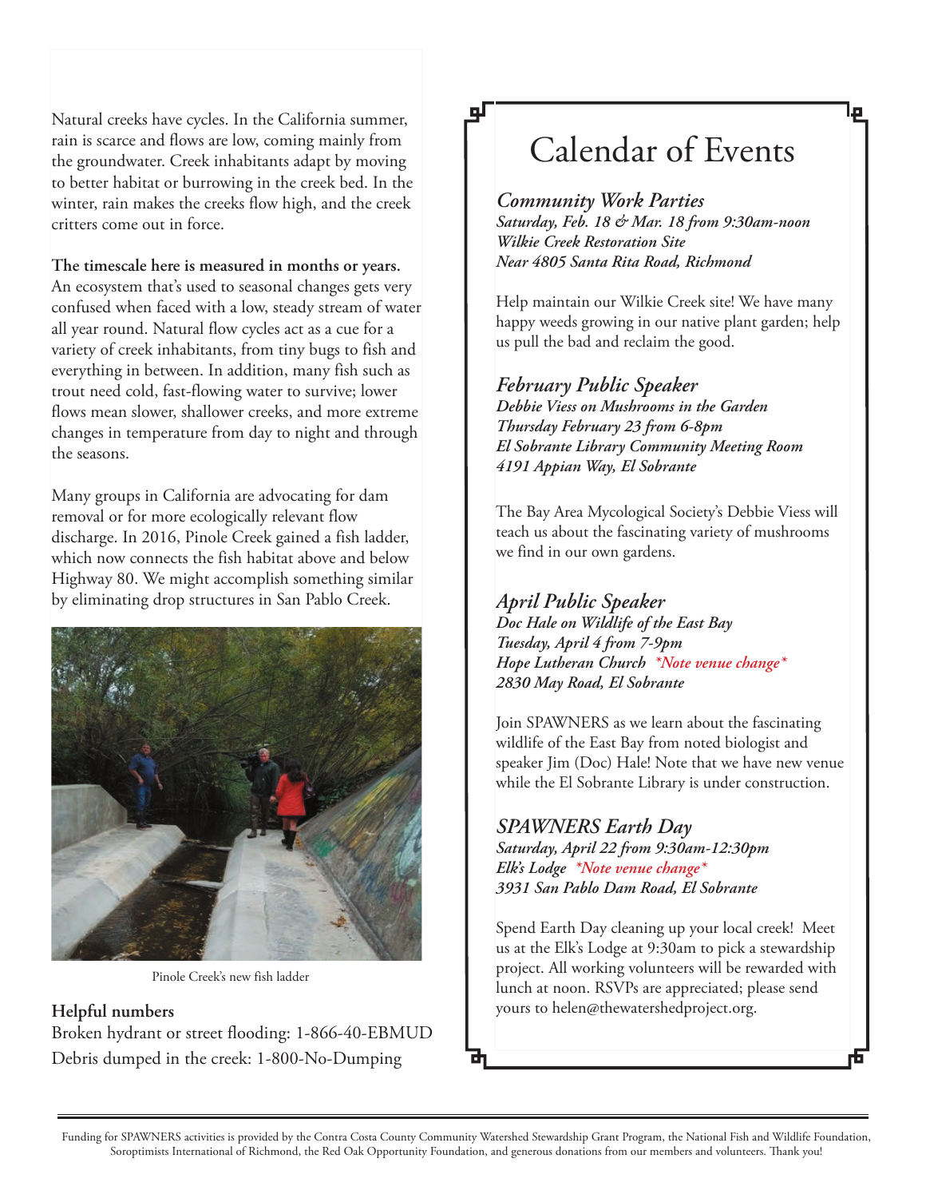Natural creeks have cycles. In the California summer, rain is scarce and flows are low, coming mainly from the groundwater. Creek inhabitants adapt by moving to better habitat or burrowing in the creek bed. In the winter, rain makes the creeks flow high, and the creek critters come out in force.

**The timescale here is measured in months or years.** An ecosystem that's used to seasonal changes gets very confused when faced with a low, steady stream of water all year round. Natural flow cycles act as a cue for a variety of creek inhabitants, from tiny bugs to fish and everything in between. In addition, many fish such as trout need cold, fast-flowing water to survive; lower flows mean slower, shallower creeks, and more extreme changes in temperature from day to night and through the seasons.

Many groups in California are advocating for dam removal or for more ecologically relevant flow discharge. In 2016, Pinole Creek gained a fish ladder, which now connects the fish habitat above and below Highway 80. We might accomplish something similar by eliminating drop structures in San Pablo Creek.

Pinole Creek's new fish ladder

**Helpful numbers**

Broken hydrant or street flooding: 1-866-40-EBMUD

Debris dumped in the creek: 1-800-No-Dumping

# Calendar of Events

## *Community Work Parties*

***Saturday, Feb. 18 & Mar. 18 from 9:30am-noon***
***Wilkie Creek Restoration Site***
***Near 4805 Santa Rita Road, Richmond***

Help maintain our Wilkie Creek site! We have many happy weeds growing in our native plant garden; help us pull the bad and reclaim the good.

## *February Public Speaker*

***Debbie Viess on Mushrooms in the Garden***
***Thursday February 23 from 6-8pm***
***El Sobrante Library Community Meeting Room***
***4191 Appian Way, El Sobrante***

The Bay Area Mycological Society's Debbie Viess will teach us about the fascinating variety of mushrooms we find in our own gardens.

## *April Public Speaker*

***Doc Hale on Wildlife of the East Bay***
***Tuesday, April 4 from 7-9pm***
***Hope Lutheran Church*** *\*Note venue change\**
***2830 May Road, El Sobrante***

Join SPAWNERS as we learn about the fascinating wildlife of the East Bay from noted biologist and speaker Jim (Doc) Hale! Note that we have new venue while the El Sobrante Library is under construction.

## *SPAWNERS Earth Day*

***Saturday, April 22 from 9:30am-12:30pm***
***Elk's Lodge*** *\*Note venue change\**
***3931 San Pablo Dam Road, El Sobrante***

Spend Earth Day cleaning up your local creek! Meet us at the Elk's Lodge at 9:30am to pick a stewardship project. All working volunteers will be rewarded with lunch at noon. RSVPs are appreciated; please send yours to helen@thewatershedproject.org.

Funding for SPAWNERS activities is provided by the Contra Costa County Community Watershed Stewardship Grant Program, the National Fish and Wildlife Foundation, Soroptimists International of Richmond, the Red Oak Opportunity Foundation, and generous donations from our members and volunteers. Thank you!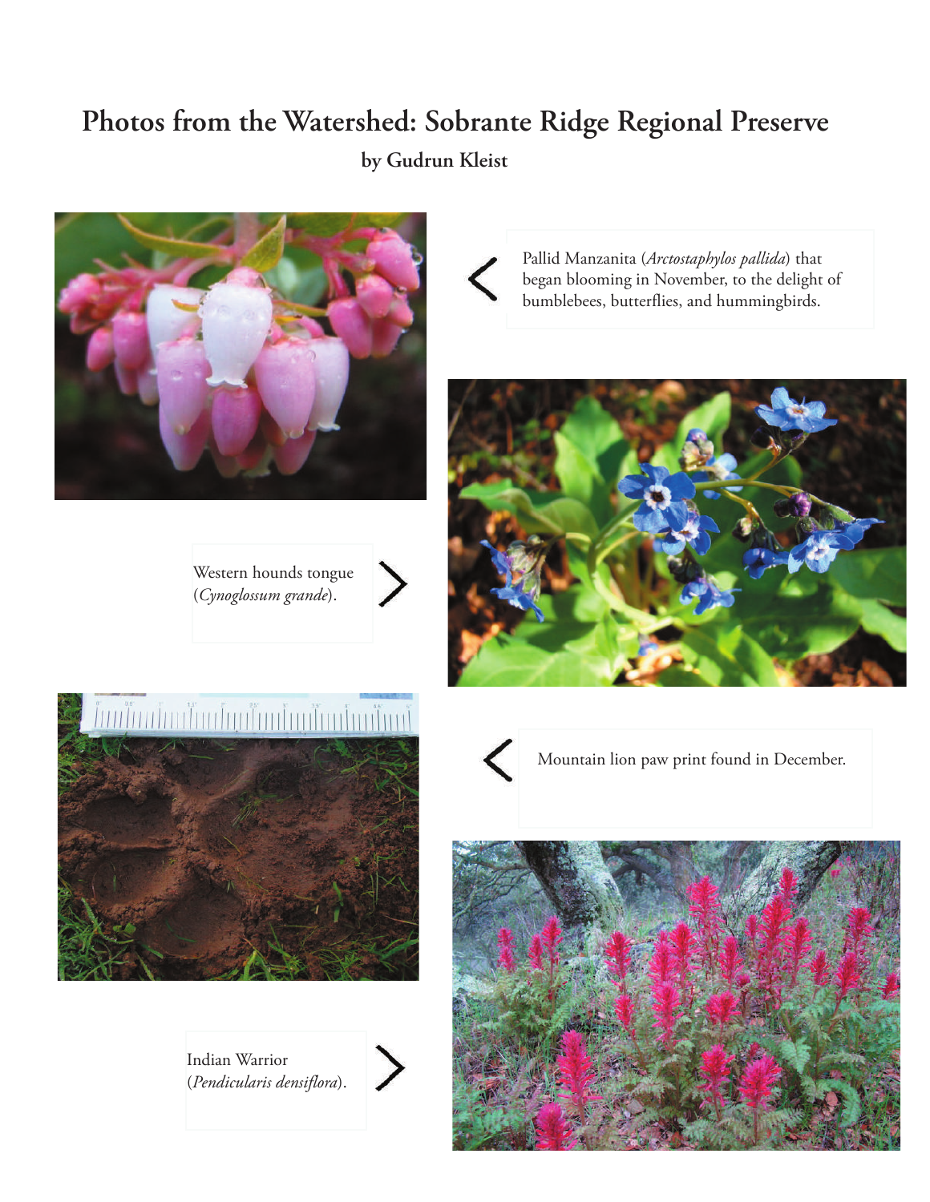# Photos from the Watershed: Sobrante Ridge Regional Preserve

**by Gudrun Kleist**

Pallid Manzanita (*Arctostaphylos pallida*) that began blooming in November, to the delight of bumblebees, butterflies, and hummingbirds.

Western hounds tongue (*Cynoglossum grande*).

Mountain lion paw print found in December.

Indian Warrior (*Pendicularis densiflora*).